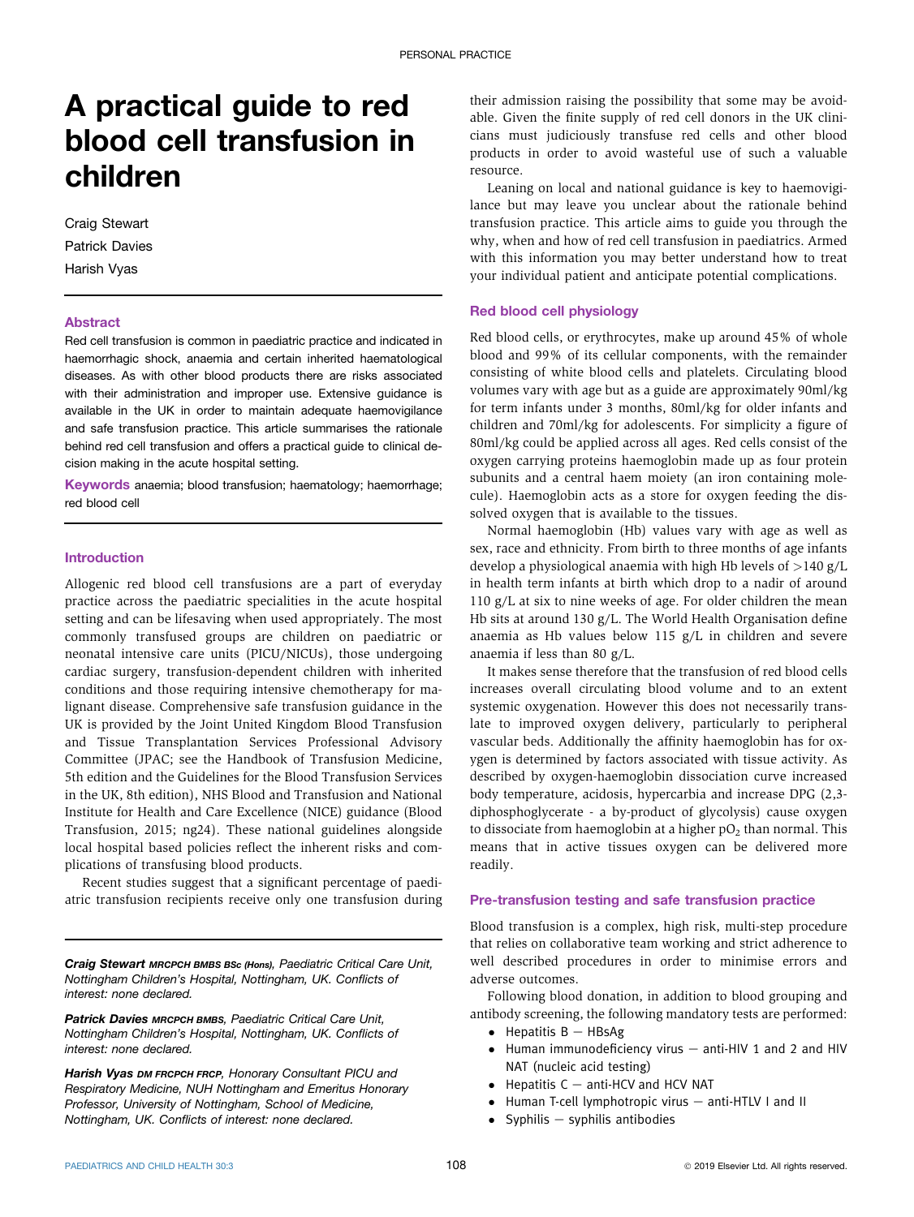# A practical guide to red blood cell transfusion in children

Craig Stewart

Patrick Davies

Harish Vyas

## Abstract

Red cell transfusion is common in paediatric practice and indicated in haemorrhagic shock, anaemia and certain inherited haematological diseases. As with other blood products there are risks associated with their administration and improper use. Extensive guidance is available in the UK in order to maintain adequate haemovigilance and safe transfusion practice. This article summarises the rationale behind red cell transfusion and offers a practical guide to clinical decision making in the acute hospital setting.

**Keywords** anaemia; blood transfusion; haematology; haemorrhage; red blood cell

## Introduction

Allogenic red blood cell transfusions are a part of everyday practice across the paediatric specialities in the acute hospital setting and can be lifesaving when used appropriately. The most commonly transfused groups are children on paediatric or neonatal intensive care units (PICU/NICUs), those undergoing cardiac surgery, transfusion-dependent children with inherited conditions and those requiring intensive chemotherapy for malignant disease. Comprehensive safe transfusion guidance in the UK is provided by the Joint United Kingdom Blood Transfusion and Tissue Transplantation Services Professional Advisory Committee (JPAC; see the Handbook of Transfusion Medicine, 5th edition and the Guidelines for the Blood Transfusion Services in the UK, 8th edition), NHS Blood and Transfusion and National Institute for Health and Care Excellence (NICE) guidance (Blood Transfusion, 2015; ng24). These national guidelines alongside local hospital based policies reflect the inherent risks and complications of transfusing blood products.

Recent studies suggest that a significant percentage of paediatric transfusion recipients receive only one transfusion during their admission raising the possibility that some may be avoidable. Given the finite supply of red cell donors in the UK clinicians must judiciously transfuse red cells and other blood products in order to avoid wasteful use of such a valuable resource.

Leaning on local and national guidance is key to haemovigilance but may leave you unclear about the rationale behind transfusion practice. This article aims to guide you through the why, when and how of red cell transfusion in paediatrics. Armed with this information you may better understand how to treat your individual patient and anticipate potential complications.

## Red blood cell physiology

Red blood cells, or erythrocytes, make up around 45% of whole blood and 99% of its cellular components, with the remainder consisting of white blood cells and platelets. Circulating blood volumes vary with age but as a guide are approximately 90ml/kg for term infants under 3 months, 80ml/kg for older infants and children and 70ml/kg for adolescents. For simplicity a figure of 80ml/kg could be applied across all ages. Red cells consist of the oxygen carrying proteins haemoglobin made up as four protein subunits and a central haem moiety (an iron containing molecule). Haemoglobin acts as a store for oxygen feeding the dissolved oxygen that is available to the tissues.

Normal haemoglobin (Hb) values vary with age as well as sex, race and ethnicity. From birth to three months of age infants develop a physiological anaemia with high Hb levels of >140 g/L in health term infants at birth which drop to a nadir of around 110 g/L at six to nine weeks of age. For older children the mean Hb sits at around 130 g/L. The World Health Organisation define anaemia as Hb values below 115 g/L in children and severe anaemia if less than 80 g/L.

It makes sense therefore that the transfusion of red blood cells increases overall circulating blood volume and to an extent systemic oxygenation. However this does not necessarily translate to improved oxygen delivery, particularly to peripheral vascular beds. Additionally the affinity haemoglobin has for oxygen is determined by factors associated with tissue activity. As described by oxygen-haemoglobin dissociation curve increased body temperature, acidosis, hypercarbia and increase DPG (2,3-diphosphoglycerate - a by-product of glycolysis) cause oxygen to dissociate from haemoglobin at a higher $pO_2$ than normal. This means that in active tissues oxygen can be delivered more readily.

## Pre-transfusion testing and safe transfusion practice

Blood transfusion is a complex, high risk, multi-step procedure that relies on collaborative team working and strict adherence to well described procedures in order to minimise errors and adverse outcomes.

Following blood donation, in addition to blood grouping and antibody screening, the following mandatory tests are performed:

- Hepatitis B — HBsAg
- Human immunodeficiency virus — anti-HIV 1 and 2 and HIV NAT (nucleic acid testing)
- Hepatitis C — anti-HCV and HCV NAT
- Human T-cell lymphotropic virus — anti-HTLV I and II
- Syphilis — syphilis antibodies

***Craig Stewart** MRCPCH BMBS BSc (Hons), Paediatric Critical Care Unit, Nottingham Children's Hospital, Nottingham, UK. Conflicts of interest: none declared.*

***Patrick Davies** MRCPCH BMBS, Paediatric Critical Care Unit, Nottingham Children's Hospital, Nottingham, UK. Conflicts of interest: none declared.*

***Harish Vyas** DM FRCPCH FRCP, Honorary Consultant PICU and Respiratory Medicine, NUH Nottingham and Emeritus Honorary Professor, University of Nottingham, School of Medicine, Nottingham, UK. Conflicts of interest: none declared.*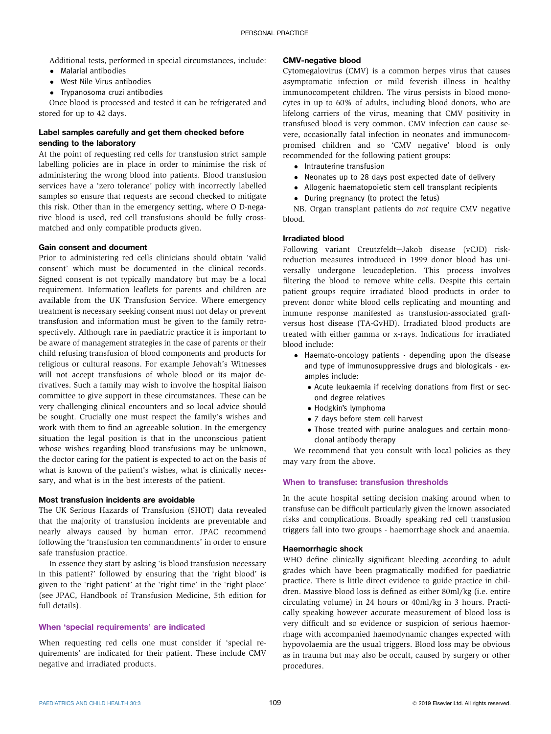Additional tests, performed in special circumstances, include:

- Malarial antibodies
- West Nile Virus antibodies
- Trypanosoma cruzi antibodies

Once blood is processed and tested it can be refrigerated and stored for up to 42 days.

### Label samples carefully and get them checked before sending to the laboratory

At the point of requesting red cells for transfusion strict sample labelling policies are in place in order to minimise the risk of administering the wrong blood into patients. Blood transfusion services have a 'zero tolerance' policy with incorrectly labelled samples so ensure that requests are second checked to mitigate this risk. Other than in the emergency setting, where O D-negative blood is used, red cell transfusions should be fully cross-matched and only compatible products given.

### Gain consent and document

Prior to administering red cells clinicians should obtain 'valid consent' which must be documented in the clinical records. Signed consent is not typically mandatory but may be a local requirement. Information leaflets for parents and children are available from the UK Transfusion Service. Where emergency treatment is necessary seeking consent must not delay or prevent transfusion and information must be given to the family retrospectively. Although rare in paediatric practice it is important to be aware of management strategies in the case of parents or their child refusing transfusion of blood components and products for religious or cultural reasons. For example Jehovah's Witnesses will not accept transfusions of whole blood or its major derivatives. Such a family may wish to involve the hospital liaison committee to give support in these circumstances. These can be very challenging clinical encounters and so local advice should be sought. Crucially one must respect the family's wishes and work with them to find an agreeable solution. In the emergency situation the legal position is that in the unconscious patient whose wishes regarding blood transfusions may be unknown, the doctor caring for the patient is expected to act on the basis of what is known of the patient's wishes, what is clinically necessary, and what is in the best interests of the patient.

### Most transfusion incidents are avoidable

The UK Serious Hazards of Transfusion (SHOT) data revealed that the majority of transfusion incidents are preventable and nearly always caused by human error. JPAC recommend following the 'transfusion ten commandments' in order to ensure safe transfusion practice.

In essence they start by asking 'is blood transfusion necessary in this patient?' followed by ensuring that the 'right blood' is given to the 'right patient' at the 'right time' in the 'right place' (see JPAC, Handbook of Transfusion Medicine, 5th edition for full details).

## When 'special requirements' are indicated

When requesting red cells one must consider if 'special requirements' are indicated for their patient. These include CMV negative and irradiated products.

### CMV-negative blood

Cytomegalovirus (CMV) is a common herpes virus that causes asymptomatic infection or mild feverish illness in healthy immunocompetent children. The virus persists in blood monocytes in up to 60% of adults, including blood donors, who are lifelong carriers of the virus, meaning that CMV positivity in transfused blood is very common. CMV infection can cause severe, occasionally fatal infection in neonates and immunocompromised children and so 'CMV negative' blood is only recommended for the following patient groups:

- Intrauterine transfusion
- Neonates up to 28 days post expected date of delivery
- Allogenic haematopoietic stem cell transplant recipients
- During pregnancy (to protect the fetus)

NB. Organ transplant patients do *not* require CMV negative blood.

### Irradiated blood

Following variant Creutzfeldt–Jakob disease (vCJD) risk-reduction measures introduced in 1999 donor blood has universally undergone leucodepletion. This process involves filtering the blood to remove white cells. Despite this certain patient groups require irradiated blood products in order to prevent donor white blood cells replicating and mounting and immune response manifested as transfusion-associated graft-versus host disease (TA-GvHD). Irradiated blood products are treated with either gamma or x-rays. Indications for irradiated blood include:

- Haemato-oncology patients - depending upon the disease and type of immunosuppressive drugs and biologicals - examples include:
  - Acute leukaemia if receiving donations from first or second degree relatives
  - Hodgkin's lymphoma
  - 7 days before stem cell harvest
  - Those treated with purine analogues and certain monoclonal antibody therapy

We recommend that you consult with local policies as they may vary from the above.

## When to transfuse: transfusion thresholds

In the acute hospital setting decision making around when to transfuse can be difficult particularly given the known associated risks and complications. Broadly speaking red cell transfusion triggers fall into two groups - haemorrhage shock and anaemia.

### Haemorrhagic shock

WHO define clinically significant bleeding according to adult grades which have been pragmatically modified for paediatric practice. There is little direct evidence to guide practice in children. Massive blood loss is defined as either 80ml/kg (i.e. entire circulating volume) in 24 hours or 40ml/kg in 3 hours. Practically speaking however accurate measurement of blood loss is very difficult and so evidence or suspicion of serious haemorrhage with accompanied haemodynamic changes expected with hypovolaemia are the usual triggers. Blood loss may be obvious as in trauma but may also be occult, caused by surgery or other procedures.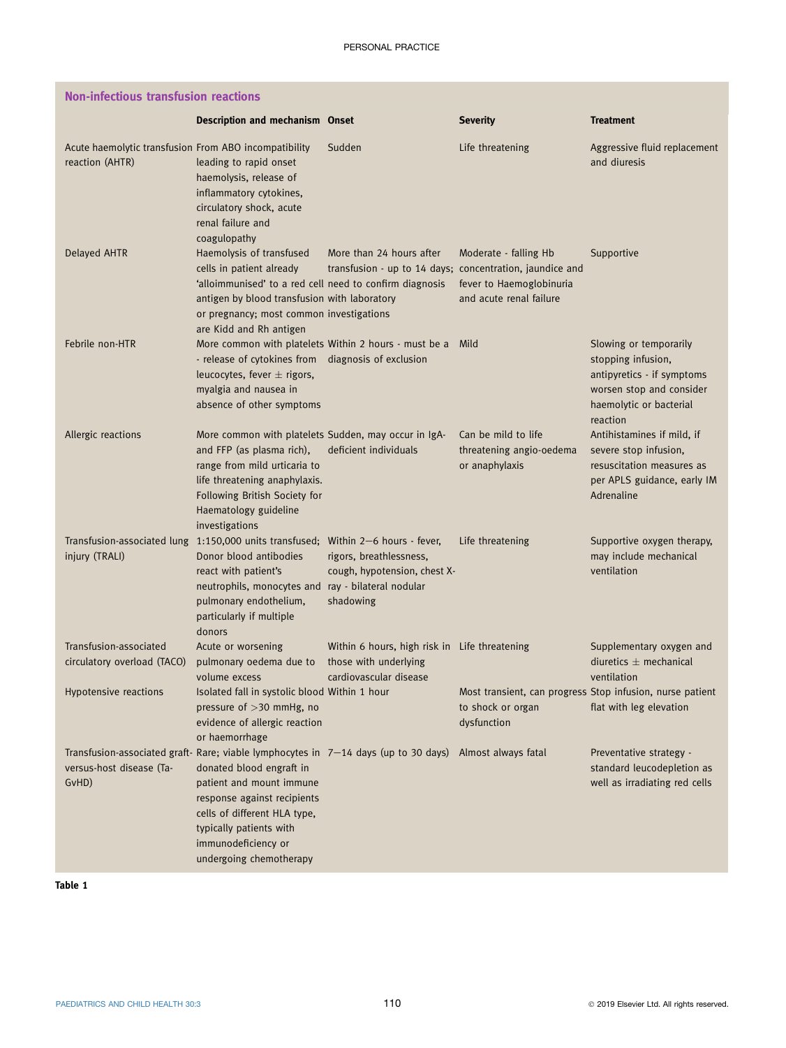## Non-infectious transfusion reactions

| | Description and mechanism | Onset | Severity | Treatment |
|---|---|---|---|---|
| Acute haemolytic transfusion reaction (AHTR) | From ABO incompatibility leading to rapid onset haemolysis, release of inflammatory cytokines, circulatory shock, acute renal failure and coagulopathy | Sudden | Life threatening | Aggressive fluid replacement and diuresis |
| Delayed AHTR | Haemolysis of transfused cells in patient already 'alloimmunised' to a red cell antigen by blood transfusion or pregnancy; most common are Kidd and Rh antigen | More than 24 hours after transfusion - up to 14 days; need to confirm diagnosis with laboratory investigations | Moderate - falling Hb concentration, jaundice and fever to Haemoglobinuria and acute renal failure | Supportive |
| Febrile non-HTR | More common with platelets - release of cytokines from leucocytes, fever ± rigors, myalgia and nausea in absence of other symptoms | Within 2 hours - must be a diagnosis of exclusion | Mild | Slowing or temporarily stopping infusion, antipyretics - if symptoms worsen stop and consider haemolytic or bacterial reaction |
| Allergic reactions | More common with platelets and FFP (as plasma rich), range from mild urticaria to life threatening anaphylaxis. Following British Society for Haematology guideline investigations | Sudden, may occur in IgA-deficient individuals | Can be mild to life threatening angio-oedema or anaphylaxis | Antihistamines if mild, if severe stop infusion, resuscitation measures as per APLS guidance, early IM Adrenaline |
| Transfusion-associated lung injury (TRALI) | 1:150,000 units transfused; Donor blood antibodies react with patient's neutrophils, monocytes and pulmonary endothelium, particularly if multiple donors | Within 2–6 hours - fever, rigors, breathlessness, cough, hypotension, chest X-ray - bilateral nodular shadowing | Life threatening | Supportive oxygen therapy, may include mechanical ventilation |
| Transfusion-associated circulatory overload (TACO) | Acute or worsening pulmonary oedema due to volume excess | Within 6 hours, high risk in those with underlying cardiovascular disease | Life threatening | Supplementary oxygen and diuretics ± mechanical ventilation |
| Hypotensive reactions | Isolated fall in systolic blood pressure of >30 mmHg, no evidence of allergic reaction or haemorrhage | Within 1 hour | Most transient, can progress to shock or organ dysfunction | Stop infusion, nurse patient flat with leg elevation |
| Transfusion-associated graft-versus-host disease (Ta-GvHD) | Rare; viable lymphocytes in donated blood engraft in patient and mount immune response against recipients cells of different HLA type, typically patients with immunodeficiency or undergoing chemotherapy | 7–14 days (up to 30 days) | Almost always fatal | Preventative strategy - standard leucodepletion as well as irradiating red cells |

**Table 1**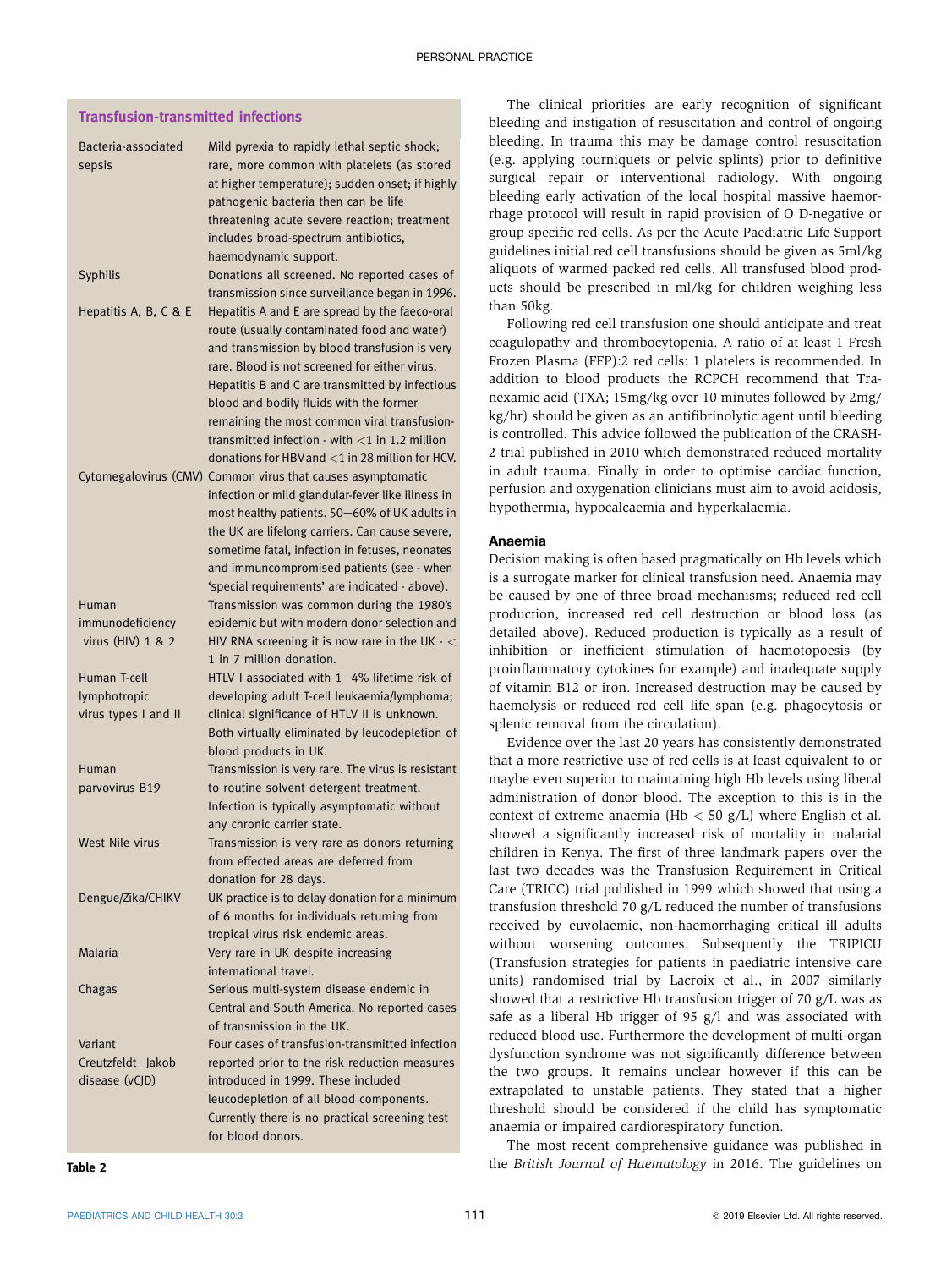**Transfusion-transmitted infections**

| | |
|---|---|
| Bacteria-associated sepsis | Mild pyrexia to rapidly lethal septic shock; rare, more common with platelets (as stored at higher temperature); sudden onset; if highly pathogenic bacteria then can be life threatening acute severe reaction; treatment includes broad-spectrum antibiotics, haemodynamic support. |
| Syphilis | Donations all screened. No reported cases of transmission since surveillance began in 1996. |
| Hepatitis A, B, C & E | Hepatitis A and E are spread by the faeco-oral route (usually contaminated food and water) and transmission by blood transfusion is very rare. Blood is not screened for either virus. Hepatitis B and C are transmitted by infectious blood and bodily fluids with the former remaining the most common viral transfusion-transmitted infection - with <1 in 1.2 million donations for HBV and <1 in 28 million for HCV. |
| Cytomegalovirus (CMV) | Common virus that causes asymptomatic infection or mild glandular-fever like illness in most healthy patients. 50–60% of UK adults in the UK are lifelong carriers. Can cause severe, sometime fatal, infection in fetuses, neonates and immuncompromised patients (see - when 'special requirements' are indicated - above). |
| Human immunodeficiency virus (HIV) 1 & 2 | Transmission was common during the 1980's epidemic but with modern donor selection and HIV RNA screening it is now rare in the UK - < 1 in 7 million donation. |
| Human T-cell lymphotropic virus types I and II | HTLV I associated with 1–4% lifetime risk of developing adult T-cell leukaemia/lymphoma; clinical significance of HTLV II is unknown. Both virtually eliminated by leucodepletion of blood products in UK. |
| Human parvovirus B19 | Transmission is very rare. The virus is resistant to routine solvent detergent treatment. Infection is typically asymptomatic without any chronic carrier state. |
| West Nile virus | Transmission is very rare as donors returning from effected areas are deferred from donation for 28 days. |
| Dengue/Zika/CHIKV | UK practice is to delay donation for a minimum of 6 months for individuals returning from tropical virus risk endemic areas. |
| Malaria | Very rare in UK despite increasing international travel. |
| Chagas | Serious multi-system disease endemic in Central and South America. No reported cases of transmission in the UK. |
| Variant Creutzfeldt–Jakob disease (vCJD) | Four cases of transfusion-transmitted infection reported prior to the risk reduction measures introduced in 1999. These included leucodepletion of all blood components. Currently there is no practical screening test for blood donors. |

**Table 2**

The clinical priorities are early recognition of significant bleeding and instigation of resuscitation and control of ongoing bleeding. In trauma this may be damage control resuscitation (e.g. applying tourniquets or pelvic splints) prior to definitive surgical repair or interventional radiology. With ongoing bleeding early activation of the local hospital massive haemorrhage protocol will result in rapid provision of O D-negative or group specific red cells. As per the Acute Paediatric Life Support guidelines initial red cell transfusions should be given as 5ml/kg aliquots of warmed packed red cells. All transfused blood products should be prescribed in ml/kg for children weighing less than 50kg.

Following red cell transfusion one should anticipate and treat coagulopathy and thrombocytopenia. A ratio of at least 1 Fresh Frozen Plasma (FFP):2 red cells: 1 platelets is recommended. In addition to blood products the RCPCH recommend that Tranexamic acid (TXA; 15mg/kg over 10 minutes followed by 2mg/kg/hr) should be given as an antifibrinolytic agent until bleeding is controlled. This advice followed the publication of the CRASH-2 trial published in 2010 which demonstrated reduced mortality in adult trauma. Finally in order to optimise cardiac function, perfusion and oxygenation clinicians must aim to avoid acidosis, hypothermia, hypocalcaemia and hyperkalaemia.

### Anaemia

Decision making is often based pragmatically on Hb levels which is a surrogate marker for clinical transfusion need. Anaemia may be caused by one of three broad mechanisms; reduced red cell production, increased red cell destruction or blood loss (as detailed above). Reduced production is typically as a result of inhibition or inefficient stimulation of haemotopoesis (by proinflammatory cytokines for example) and inadequate supply of vitamin B12 or iron. Increased destruction may be caused by haemolysis or reduced red cell life span (e.g. phagocytosis or splenic removal from the circulation).

Evidence over the last 20 years has consistently demonstrated that a more restrictive use of red cells is at least equivalent to or maybe even superior to maintaining high Hb levels using liberal administration of donor blood. The exception to this is in the context of extreme anaemia (Hb < 50 g/L) where English et al. showed a significantly increased risk of mortality in malarial children in Kenya. The first of three landmark papers over the last two decades was the Transfusion Requirement in Critical Care (TRICC) trial published in 1999 which showed that using a transfusion threshold 70 g/L reduced the number of transfusions received by euvolaemic, non-haemorrhaging critical ill adults without worsening outcomes. Subsequently the TRIPICU (Transfusion strategies for patients in paediatric intensive care units) randomised trial by Lacroix et al., in 2007 similarly showed that a restrictive Hb transfusion trigger of 70 g/L was as safe as a liberal Hb trigger of 95 g/l and was associated with reduced blood use. Furthermore the development of multi-organ dysfunction syndrome was not significantly difference between the two groups. It remains unclear however if this can be extrapolated to unstable patients. They stated that a higher threshold should be considered if the child has symptomatic anaemia or impaired cardiorespiratory function.

The most recent comprehensive guidance was published in the *British Journal of Haematology* in 2016. The guidelines on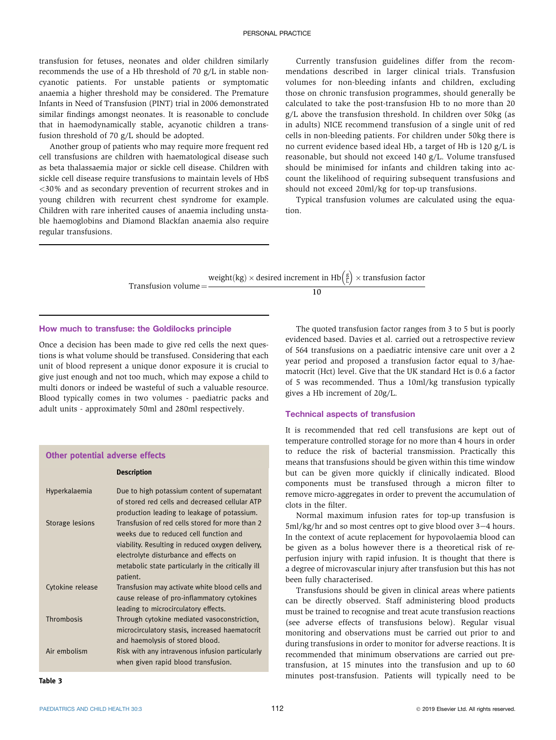transfusion for fetuses, neonates and older children similarly recommends the use of a Hb threshold of 70 g/L in stable non-cyanotic patients. For unstable patients or symptomatic anaemia a higher threshold may be considered. The Premature Infants in Need of Transfusion (PINT) trial in 2006 demonstrated similar findings amongst neonates. It is reasonable to conclude that in haemodynamically stable, acyanotic children a transfusion threshold of 70 g/L should be adopted.

Another group of patients who may require more frequent red cell transfusions are children with haematological disease such as beta thalassaemia major or sickle cell disease. Children with sickle cell disease require transfusions to maintain levels of HbS <30% and as secondary prevention of recurrent strokes and in young children with recurrent chest syndrome for example. Children with rare inherited causes of anaemia including unstable haemoglobins and Diamond Blackfan anaemia also require regular transfusions.

Currently transfusion guidelines differ from the recommendations described in larger clinical trials. Transfusion volumes for non-bleeding infants and children, excluding those on chronic transfusion programmes, should generally be calculated to take the post-transfusion Hb to no more than 20 g/L above the transfusion threshold. In children over 50kg (as in adults) NICE recommend transfusion of a single unit of red cells in non-bleeding patients. For children under 50kg there is no current evidence based ideal Hb, a target of Hb is 120 g/L is reasonable, but should not exceed 140 g/L. Volume transfused should be minimised for infants and children taking into account the likelihood of requiring subsequent transfusions and should not exceed 20ml/kg for top-up transfusions.

Typical transfusion volumes are calculated using the equation.

$$\text{Transfusion volume} = \frac{\text{weight(kg)} \times \text{desired increment in Hb}\left(\frac{g}{L}\right) \times \text{transfusion factor}}{10}$$

The quoted transfusion factor ranges from 3 to 5 but is poorly evidenced based. Davies et al. carried out a retrospective review of 564 transfusions on a paediatric intensive care unit over a 2 year period and proposed a transfusion factor equal to 3/haematocrit (Hct) level. Give that the UK standard Hct is 0.6 a factor of 5 was recommended. Thus a 10ml/kg transfusion typically gives a Hb increment of 20g/L.

### How much to transfuse: the Goldilocks principle

Once a decision has been made to give red cells the next questions is what volume should be transfused. Considering that each unit of blood represent a unique donor exposure it is crucial to give just enough and not too much, which may expose a child to multi donors or indeed be wasteful of such a valuable resource. Blood typically comes in two volumes - paediatric packs and adult units - approximately 50ml and 280ml respectively.

**Other potential adverse effects**

| | Description |
|---|---|
| Hyperkalaemia | Due to high potassium content of supernatant of stored red cells and decreased cellular ATP production leading to leakage of potassium. |
| Storage lesions | Transfusion of red cells stored for more than 2 weeks due to reduced cell function and viability. Resulting in reduced oxygen delivery, electrolyte disturbance and effects on metabolic state particularly in the critically ill patient. |
| Cytokine release | Transfusion may activate white blood cells and cause release of pro-inflammatory cytokines leading to microcirculatory effects. |
| Thrombosis | Through cytokine mediated vasoconstriction, microcirculatory stasis, increased haematocrit and haemolysis of stored blood. |
| Air embolism | Risk with any intravenous infusion particularly when given rapid blood transfusion. |

**Table 3**

### Technical aspects of transfusion

It is recommended that red cell transfusions are kept out of temperature controlled storage for no more than 4 hours in order to reduce the risk of bacterial transmission. Practically this means that transfusions should be given within this time window but can be given more quickly if clinically indicated. Blood components must be transfused through a micron filter to remove micro-aggregates in order to prevent the accumulation of clots in the filter.

Normal maximum infusion rates for top-up transfusion is 5ml/kg/hr and so most centres opt to give blood over 3−4 hours. In the context of acute replacement for hypovolaemia blood can be given as a bolus however there is a theoretical risk of reperfusion injury with rapid infusion. It is thought that there is a degree of microvascular injury after transfusion but this has not been fully characterised.

Transfusions should be given in clinical areas where patients can be directly observed. Staff administering blood products must be trained to recognise and treat acute transfusion reactions (see adverse effects of transfusions below). Regular visual monitoring and observations must be carried out prior to and during transfusions in order to monitor for adverse reactions. It is recommended that minimum observations are carried out pre-transfusion, at 15 minutes into the transfusion and up to 60 minutes post-transfusion. Patients will typically need to be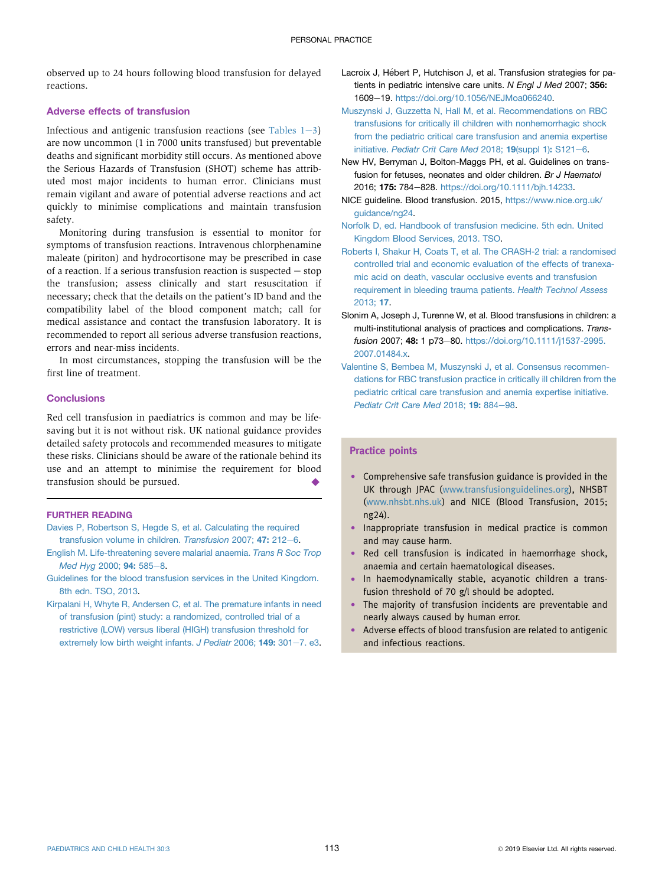observed up to 24 hours following blood transfusion for delayed reactions.

### Adverse effects of transfusion

Infectious and antigenic transfusion reactions (see Tables 1–3) are now uncommon (1 in 7000 units transfused) but preventable deaths and significant morbidity still occurs. As mentioned above the Serious Hazards of Transfusion (SHOT) scheme has attributed most major incidents to human error. Clinicians must remain vigilant and aware of potential adverse reactions and act quickly to minimise complications and maintain transfusion safety.

Monitoring during transfusion is essential to monitor for symptoms of transfusion reactions. Intravenous chlorphenamine maleate (piriton) and hydrocortisone may be prescribed in case of a reaction. If a serious transfusion reaction is suspected – stop the transfusion; assess clinically and start resuscitation if necessary; check that the details on the patient's ID band and the compatibility label of the blood component match; call for medical assistance and contact the transfusion laboratory. It is recommended to report all serious adverse transfusion reactions, errors and near-miss incidents.

In most circumstances, stopping the transfusion will be the first line of treatment.

### Conclusions

Red cell transfusion in paediatrics is common and may be life-saving but it is not without risk. UK national guidance provides detailed safety protocols and recommended measures to mitigate these risks. Clinicians should be aware of the rationale behind its use and an attempt to minimise the requirement for blood transfusion should be pursued. ◆

### FURTHER READING

Davies P, Robertson S, Hegde S, et al. Calculating the required transfusion volume in children. *Transfusion* 2007; **47:** 212–6.

English M. Life-threatening severe malarial anaemia. *Trans R Soc Trop Med Hyg* 2000; **94:** 585–8.

Guidelines for the blood transfusion services in the United Kingdom. 8th edn. TSO, 2013.

Kirpalani H, Whyte R, Andersen C, et al. The premature infants in need of transfusion (pint) study: a randomized, controlled trial of a restrictive (LOW) versus liberal (HIGH) transfusion threshold for extremely low birth weight infants. *J Pediatr* 2006; **149:** 301–7. e3.

Lacroix J, Hébert P, Hutchison J, et al. Transfusion strategies for patients in pediatric intensive care units. *N Engl J Med* 2007; **356:** 1609–19. https://doi.org/10.1056/NEJMoa066240.

Muszynski J, Guzzetta N, Hall M, et al. Recommendations on RBC transfusions for critically ill children with nonhemorrhagic shock from the pediatric critical care transfusion and anemia expertise initiative. *Pediatr Crit Care Med* 2018; **19**(suppl 1)**:** S121–6.

New HV, Berryman J, Bolton-Maggs PH, et al. Guidelines on transfusion for fetuses, neonates and older children. *Br J Haematol* 2016; **175:** 784–828. https://doi.org/10.1111/bjh.14233.

NICE guideline. Blood transfusion. 2015, https://www.nice.org.uk/guidance/ng24.

Norfolk D, ed. Handbook of transfusion medicine. 5th edn. United Kingdom Blood Services, 2013. TSO.

Roberts I, Shakur H, Coats T, et al. The CRASH-2 trial: a randomised controlled trial and economic evaluation of the effects of tranexamic acid on death, vascular occlusive events and transfusion requirement in bleeding trauma patients. *Health Technol Assess* 2013; **17**.

Slonim A, Joseph J, Turenne W, et al. Blood transfusions in children: a multi-institutional analysis of practices and complications. *Transfusion* 2007; **48:** 1 p73–80. https://doi.org/10.1111/j1537-2995.2007.01484.x.

Valentine S, Bembea M, Muszynski J, et al. Consensus recommendations for RBC transfusion practice in critically ill children from the pediatric critical care transfusion and anemia expertise initiative. *Pediatr Crit Care Med* 2018; **19:** 884–98.

### Practice points

- Comprehensive safe transfusion guidance is provided in the UK through JPAC (www.transfusionguidelines.org), NHSBT (www.nhsbt.nhs.uk) and NICE (Blood Transfusion, 2015; ng24).
- Inappropriate transfusion in medical practice is common and may cause harm.
- Red cell transfusion is indicated in haemorrhage shock, anaemia and certain haematological diseases.
- In haemodynamically stable, acyanotic children a transfusion threshold of 70 g/l should be adopted.
- The majority of transfusion incidents are preventable and nearly always caused by human error.
- Adverse effects of blood transfusion are related to antigenic and infectious reactions.